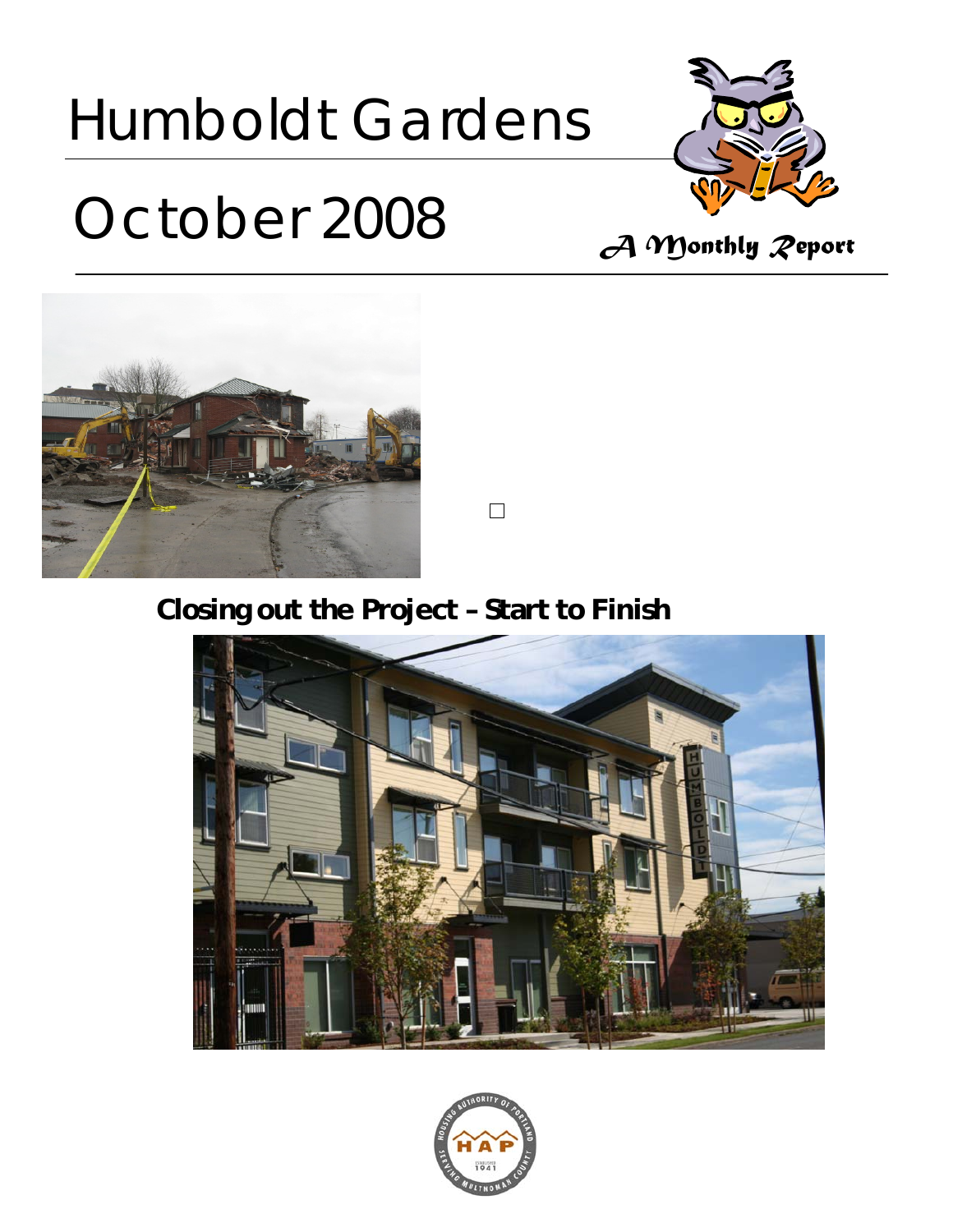# Humboldt Gardens

# October 2008

*A Monthly Report*

## Closing out the Project – Start to Finish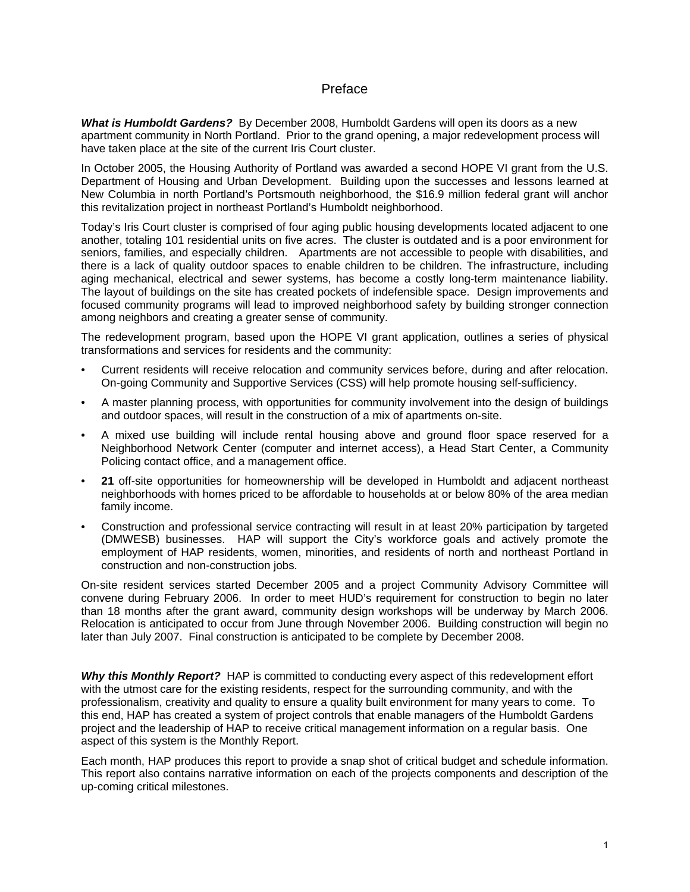# Preface

***What is Humboldt Gardens?*** By December 2008, Humboldt Gardens will open its doors as a new apartment community in North Portland. Prior to the grand opening, a major redevelopment process will have taken place at the site of the current Iris Court cluster.

In October 2005, the Housing Authority of Portland was awarded a second HOPE VI grant from the U.S. Department of Housing and Urban Development. Building upon the successes and lessons learned at New Columbia in north Portland's Portsmouth neighborhood, the $16.9 million federal grant will anchor this revitalization project in northeast Portland's Humboldt neighborhood.

Today's Iris Court cluster is comprised of four aging public housing developments located adjacent to one another, totaling 101 residential units on five acres. The cluster is outdated and is a poor environment for seniors, families, and especially children. Apartments are not accessible to people with disabilities, and there is a lack of quality outdoor spaces to enable children to be children. The infrastructure, including aging mechanical, electrical and sewer systems, has become a costly long-term maintenance liability. The layout of buildings on the site has created pockets of indefensible space. Design improvements and focused community programs will lead to improved neighborhood safety by building stronger connection among neighbors and creating a greater sense of community.

The redevelopment program, based upon the HOPE VI grant application, outlines a series of physical transformations and services for residents and the community:

- Current residents will receive relocation and community services before, during and after relocation. On-going Community and Supportive Services (CSS) will help promote housing self-sufficiency.
- A master planning process, with opportunities for community involvement into the design of buildings and outdoor spaces, will result in the construction of a mix of apartments on-site.
- A mixed use building will include rental housing above and ground floor space reserved for a Neighborhood Network Center (computer and internet access), a Head Start Center, a Community Policing contact office, and a management office.
- **21** off-site opportunities for homeownership will be developed in Humboldt and adjacent northeast neighborhoods with homes priced to be affordable to households at or below 80% of the area median family income.
- Construction and professional service contracting will result in at least 20% participation by targeted (DMWESB) businesses. HAP will support the City's workforce goals and actively promote the employment of HAP residents, women, minorities, and residents of north and northeast Portland in construction and non-construction jobs.

On-site resident services started December 2005 and a project Community Advisory Committee will convene during February 2006. In order to meet HUD's requirement for construction to begin no later than 18 months after the grant award, community design workshops will be underway by March 2006. Relocation is anticipated to occur from June through November 2006. Building construction will begin no later than July 2007. Final construction is anticipated to be complete by December 2008.

***Why this Monthly Report?*** HAP is committed to conducting every aspect of this redevelopment effort with the utmost care for the existing residents, respect for the surrounding community, and with the professionalism, creativity and quality to ensure a quality built environment for many years to come. To this end, HAP has created a system of project controls that enable managers of the Humboldt Gardens project and the leadership of HAP to receive critical management information on a regular basis. One aspect of this system is the Monthly Report.

Each month, HAP produces this report to provide a snap shot of critical budget and schedule information. This report also contains narrative information on each of the projects components and description of the up-coming critical milestones.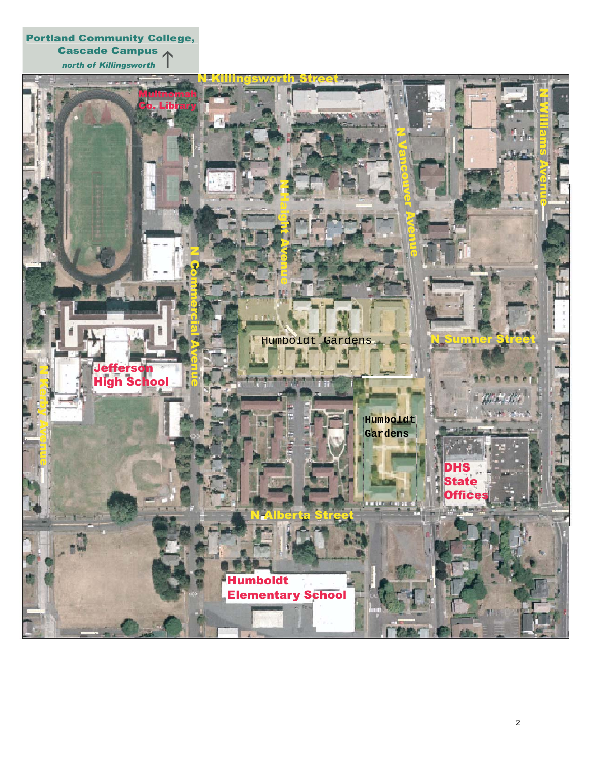**Portland Community College, Cascade Campus**
*north of Killingsworth* ↑

N Killingsworth Street

Multnomah Co. Library

N Vancouver Avenue

N Williams Avenue

N Haight Avenue

N Commercial Avenue

Humboldt Gardens

N Sumner Street

Jefferson High School

Humboldt Gardens

N Kerby Avenue

DHS State Offices

N Alberta Street

Humboldt Elementary School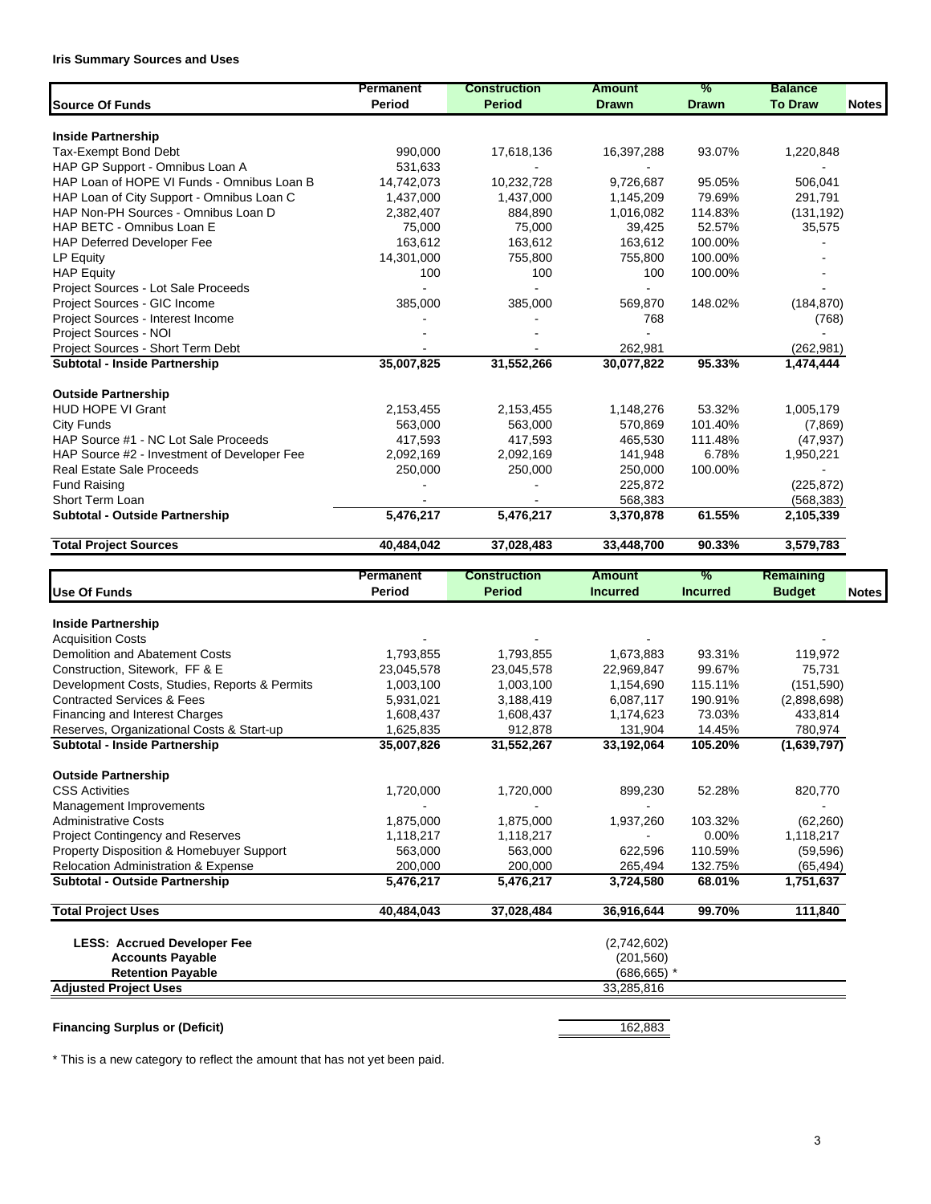**Iris Summary Sources and Uses**

| Source Of Funds | Permanent Period | Construction Period | Amount Drawn | % Drawn | Balance To Draw | Notes |
|---|---|---|---|---|---|---|
| **Inside Partnership** | | | | | | |
| Tax-Exempt Bond Debt | 990,000 | 17,618,136 | 16,397,288 | 93.07% | 1,220,848 | |
| HAP GP Support - Omnibus Loan A | 531,633 | - | - | | - | |
| HAP Loan of HOPE VI Funds - Omnibus Loan B | 14,742,073 | 10,232,728 | 9,726,687 | 95.05% | 506,041 | |
| HAP Loan of City Support - Omnibus Loan C | 1,437,000 | 1,437,000 | 1,145,209 | 79.69% | 291,791 | |
| HAP Non-PH Sources - Omnibus Loan D | 2,382,407 | 884,890 | 1,016,082 | 114.83% | (131,192) | |
| HAP BETC - Omnibus Loan E | 75,000 | 75,000 | 39,425 | 52.57% | 35,575 | |
| HAP Deferred Developer Fee | 163,612 | 163,612 | 163,612 | 100.00% | - | |
| LP Equity | 14,301,000 | 755,800 | 755,800 | 100.00% | - | |
| HAP Equity | 100 | 100 | 100 | 100.00% | - | |
| Project Sources - Lot Sale Proceeds | - | - | - | | - | |
| Project Sources - GIC Income | 385,000 | 385,000 | 569,870 | 148.02% | (184,870) | |
| Project Sources - Interest Income | - | - | 768 | | (768) | |
| Project Sources - NOI | - | - | - | | - | |
| Project Sources - Short Term Debt | - | - | 262,981 | | (262,981) | |
| **Subtotal - Inside Partnership** | **35,007,825** | **31,552,266** | **30,077,822** | **95.33%** | **1,474,444** | |
| **Outside Partnership** | | | | | | |
| HUD HOPE VI Grant | 2,153,455 | 2,153,455 | 1,148,276 | 53.32% | 1,005,179 | |
| City Funds | 563,000 | 563,000 | 570,869 | 101.40% | (7,869) | |
| HAP Source #1 - NC Lot Sale Proceeds | 417,593 | 417,593 | 465,530 | 111.48% | (47,937) | |
| HAP Source #2 - Investment of Developer Fee | 2,092,169 | 2,092,169 | 141,948 | 6.78% | 1,950,221 | |
| Real Estate Sale Proceeds | 250,000 | 250,000 | 250,000 | 100.00% | - | |
| Fund Raising | - | - | 225,872 | | (225,872) | |
| Short Term Loan | - | - | 568,383 | | (568,383) | |
| **Subtotal - Outside Partnership** | **5,476,217** | **5,476,217** | **3,370,878** | **61.55%** | **2,105,339** | |
| **Total Project Sources** | **40,484,042** | **37,028,483** | **33,448,700** | **90.33%** | **3,579,783** | |

| Use Of Funds | Permanent Period | Construction Period | Amount Incurred | % Incurred | Remaining Budget | Notes |
|---|---|---|---|---|---|---|
| **Inside Partnership** | | | | | | |
| Acquisition Costs | - | - | - | | - | |
| Demolition and Abatement Costs | 1,793,855 | 1,793,855 | 1,673,883 | 93.31% | 119,972 | |
| Construction, Sitework, FF & E | 23,045,578 | 23,045,578 | 22,969,847 | 99.67% | 75,731 | |
| Development Costs, Studies, Reports & Permits | 1,003,100 | 1,003,100 | 1,154,690 | 115.11% | (151,590) | |
| Contracted Services & Fees | 5,931,021 | 3,188,419 | 6,087,117 | 190.91% | (2,898,698) | |
| Financing and Interest Charges | 1,608,437 | 1,608,437 | 1,174,623 | 73.03% | 433,814 | |
| Reserves, Organizational Costs & Start-up | 1,625,835 | 912,878 | 131,904 | 14.45% | 780,974 | |
| **Subtotal - Inside Partnership** | **35,007,826** | **31,552,267** | **33,192,064** | **105.20%** | **(1,639,797)** | |
| **Outside Partnership** | | | | | | |
| CSS Activities | 1,720,000 | 1,720,000 | 899,230 | 52.28% | 820,770 | |
| Management Improvements | - | - | - | | - | |
| Administrative Costs | 1,875,000 | 1,875,000 | 1,937,260 | 103.32% | (62,260) | |
| Project Contingency and Reserves | 1,118,217 | 1,118,217 | - | 0.00% | 1,118,217 | |
| Property Disposition & Homebuyer Support | 563,000 | 563,000 | 622,596 | 110.59% | (59,596) | |
| Relocation Administration & Expense | 200,000 | 200,000 | 265,494 | 132.75% | (65,494) | |
| **Subtotal - Outside Partnership** | **5,476,217** | **5,476,217** | **3,724,580** | **68.01%** | **1,751,637** | |
| **Total Project Uses** | **40,484,043** | **37,028,484** | **36,916,644** | **99.70%** | **111,840** | |
| **LESS: Accrued Developer Fee** | | | (2,742,602) | | | |
| **Accounts Payable** | | | (201,560) | | | |
| **Retention Payable** | | | (686,665) * | | | |
| **Adjusted Project Uses** | | | 33,285,816 | | | |

**Financing Surplus or (Deficit)** 162,883

\* This is a new category to reflect the amount that has not yet been paid.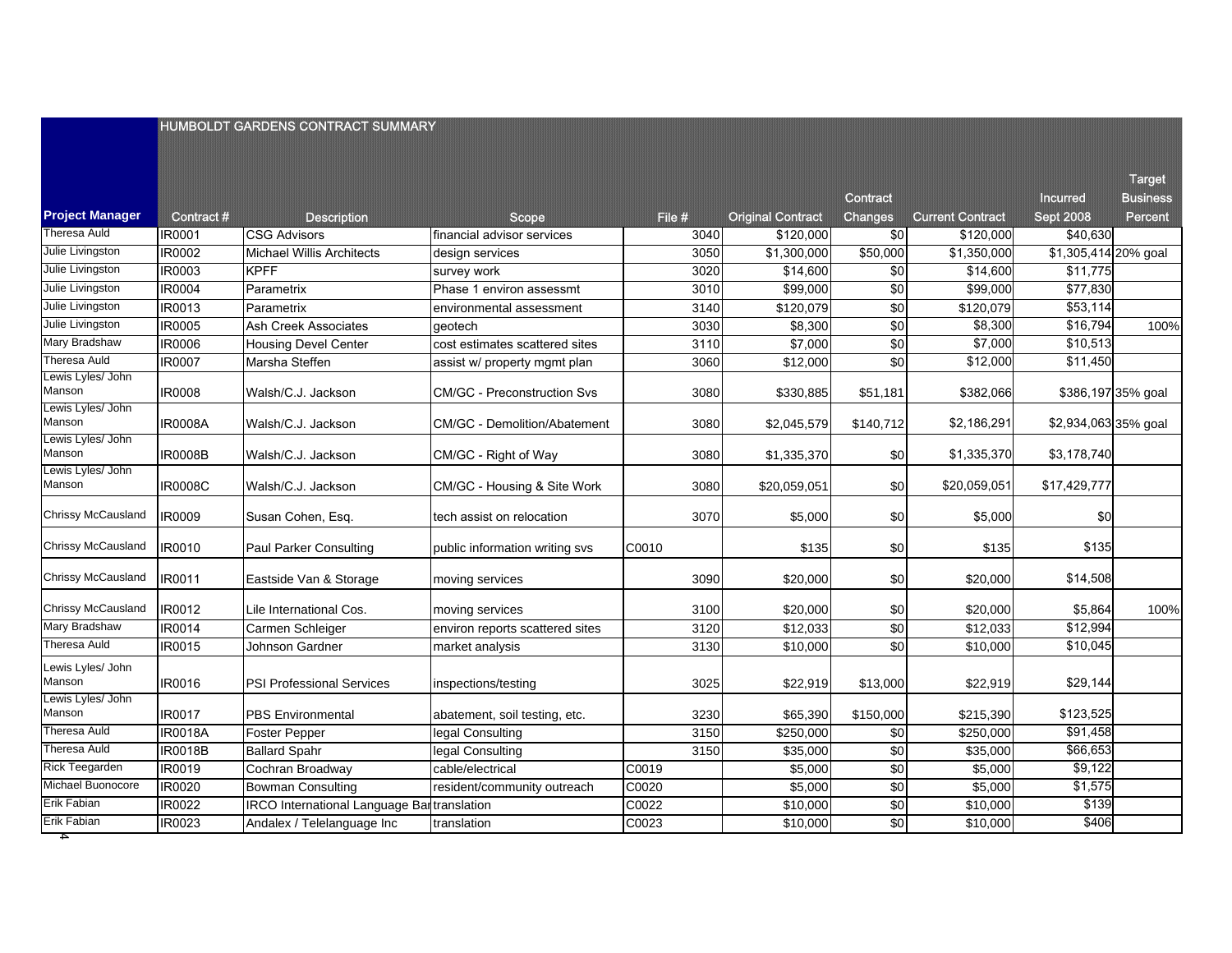## HUMBOLDT GARDENS CONTRACT SUMMARY

| Project Manager | Contract # | Description | Scope | File # | Original Contract | Contract Changes | Current Contract | Incurred Sept 2008 | Target Business Percent |
|---|---|---|---|---|---|---|---|---|---|
| Theresa Auld | IR0001 | CSG Advisors | financial advisor services | 3040 | $120,000 | $0 | $120,000 | $40,630 | |
| Julie Livingston | IR0002 | Michael Willis Architects | design services | 3050 | $1,300,000 | $50,000 | $1,350,000 | $1,305,414 | 20% goal |
| Julie Livingston | IR0003 | KPFF | survey work | 3020 | $14,600 | $0 | $14,600 | $11,775 | |
| Julie Livingston | IR0004 | Parametrix | Phase 1 environ assessmt | 3010 | $99,000 | $0 | $99,000 | $77,830 | |
| Julie Livingston | IR0013 | Parametrix | environmental assessment | 3140 | $120,079 | $0 | $120,079 | $53,114 | |
| Julie Livingston | IR0005 | Ash Creek Associates | geotech | 3030 | $8,300 | $0 | $8,300 | $16,794 | 100% |
| Mary Bradshaw | IR0006 | Housing Devel Center | cost estimates scattered sites | 3110 | $7,000 | $0 | $7,000 | $10,513 | |
| Theresa Auld | IR0007 | Marsha Steffen | assist w/ property mgmt plan | 3060 | $12,000 | $0 | $12,000 | $11,450 | |
| Lewis Lyles/ John Manson | IR0008 | Walsh/C.J. Jackson | CM/GC - Preconstruction Svs | 3080 | $330,885 | $51,181 | $382,066 | $386,197 | 35% goal |
| Lewis Lyles/ John Manson | IR0008A | Walsh/C.J. Jackson | CM/GC - Demolition/Abatement | 3080 | $2,045,579 | $140,712 | $2,186,291 | $2,934,063 | 35% goal |
| Lewis Lyles/ John Manson | IR0008B | Walsh/C.J. Jackson | CM/GC - Right of Way | 3080 | $1,335,370 | $0 | $1,335,370 | $3,178,740 | |
| Lewis Lyles/ John Manson | IR0008C | Walsh/C.J. Jackson | CM/GC - Housing & Site Work | 3080 | $20,059,051 | $0 | $20,059,051 | $17,429,777 | |
| Chrissy McCausland | IR0009 | Susan Cohen, Esq. | tech assist on relocation | 3070 | $5,000 | $0 | $5,000 | $0 | |
| Chrissy McCausland | IR0010 | Paul Parker Consulting | public information writing svs | C0010 | $135 | $0 | $135 | $135 | |
| Chrissy McCausland | IR0011 | Eastside Van & Storage | moving services | 3090 | $20,000 | $0 | $20,000 | $14,508 | |
| Chrissy McCausland | IR0012 | Lile International Cos. | moving services | 3100 | $20,000 | $0 | $20,000 | $5,864 | 100% |
| Mary Bradshaw | IR0014 | Carmen Schleiger | environ reports scattered sites | 3120 | $12,033 | $0 | $12,033 | $12,994 | |
| Theresa Auld | IR0015 | Johnson Gardner | market analysis | 3130 | $10,000 | $0 | $10,000 | $10,045 | |
| Lewis Lyles/ John Manson | IR0016 | PSI Professional Services | inspections/testing | 3025 | $22,919 | $13,000 | $22,919 | $29,144 | |
| Lewis Lyles/ John Manson | IR0017 | PBS Environmental | abatement, soil testing, etc. | 3230 | $65,390 | $150,000 | $215,390 | $123,525 | |
| Theresa Auld | IR0018A | Foster Pepper | legal Consulting | 3150 | $250,000 | $0 | $250,000 | $91,458 | |
| Theresa Auld | IR0018B | Ballard Spahr | legal Consulting | 3150 | $35,000 | $0 | $35,000 | $66,653 | |
| Rick Teegarden | IR0019 | Cochran Broadway | cable/electrical | C0019 | $5,000 | $0 | $5,000 | $9,122 | |
| Michael Buonocore | IR0020 | Bowman Consulting | resident/community outreach | C0020 | $5,000 | $0 | $5,000 | $1,575 | |
| Erik Fabian | IR0022 | IRCO International Language Bar | translation | C0022 | $10,000 | $0 | $10,000 | $139 | |
| Erik Fabian | IR0023 | Andalex / Telelanguage Inc | translation | C0023 | $10,000 | $0 | $10,000 | $406 | |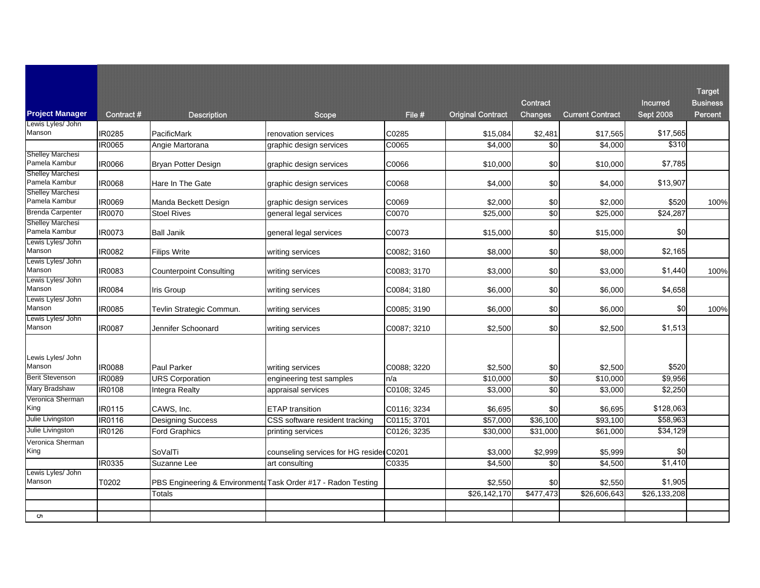| Project Manager | Contract # | Description | Scope | File # | Original Contract | Contract Changes | Current Contract | Incurred Sept 2008 | Target Business Percent |
|---|---|---|---|---|---|---|---|---|---|
| Lewis Lyles/ John Manson | IR0285 | PacificMark | renovation services | C0285 | $15,084 | $2,481 | $17,565 | $17,565 | |
| | IR0065 | Angie Martorana | graphic design services | C0065 | $4,000 | $0 | $4,000 | $310 | |
| Shelley Marchesi Pamela Kambur | IR0066 | Bryan Potter Design | graphic design services | C0066 | $10,000 | $0 | $10,000 | $7,785 | |
| Shelley Marchesi Pamela Kambur | IR0068 | Hare In The Gate | graphic design services | C0068 | $4,000 | $0 | $4,000 | $13,907 | |
| Shelley Marchesi Pamela Kambur | IR0069 | Manda Beckett Design | graphic design services | C0069 | $2,000 | $0 | $2,000 | $520 | 100% |
| Brenda Carpenter | IR0070 | Stoel Rives | general legal services | C0070 | $25,000 | $0 | $25,000 | $24,287 | |
| Shelley Marchesi Pamela Kambur | IR0073 | Ball Janik | general legal services | C0073 | $15,000 | $0 | $15,000 | $0 | |
| Lewis Lyles/ John Manson | IR0082 | Filips Write | writing services | C0082; 3160 | $8,000 | $0 | $8,000 | $2,165 | |
| Lewis Lyles/ John Manson | IR0083 | Counterpoint Consulting | writing services | C0083; 3170 | $3,000 | $0 | $3,000 | $1,440 | 100% |
| Lewis Lyles/ John Manson | IR0084 | Iris Group | writing services | C0084; 3180 | $6,000 | $0 | $6,000 | $4,658 | |
| Lewis Lyles/ John Manson | IR0085 | Tevlin Strategic Commun. | writing services | C0085; 3190 | $6,000 | $0 | $6,000 | $0 | 100% |
| Lewis Lyles/ John Manson | IR0087 | Jennifer Schoonard | writing services | C0087; 3210 | $2,500 | $0 | $2,500 | $1,513 | |
| Lewis Lyles/ John Manson | IR0088 | Paul Parker | writing services | C0088; 3220 | $2,500 | $0 | $2,500 | $520 | |
| Berit Stevenson | IR0089 | URS Corporation | engineering test samples | n/a | $10,000 | $0 | $10,000 | $9,956 | |
| Mary Bradshaw | IR0108 | Integra Realty | appraisal services | C0108; 3245 | $3,000 | $0 | $3,000 | $2,250 | |
| Veronica Sherman King | IR0115 | CAWS, Inc. | ETAP transition | C0116; 3234 | $6,695 | $0 | $6,695 | $128,063 | |
| Julie Livingston | IR0116 | Designing Success | CSS software resident tracking | C0115; 3701 | $57,000 | $36,100 | $93,100 | $58,963 | |
| Julie Livingston | IR0126 | Ford Graphics | printing services | C0126; 3235 | $30,000 | $31,000 | $61,000 | $34,129 | |
| Veronica Sherman King | | SoValTi | counseling services for HG resider | C0201 | $3,000 | $2,999 | $5,999 | $0 | |
| | IR0335 | Suzanne Lee | art consulting | C0335 | $4,500 | $0 | $4,500 | $1,410 | |
| Lewis Lyles/ John Manson | T0202 | PBS Engineering & Environmenta | Task Order #17 - Radon Testing | | $2,550 | $0 | $2,550 | $1,905 | |
| | | Totals | | | $26,142,170 | $477,473 | $26,606,643 | $26,133,208 | |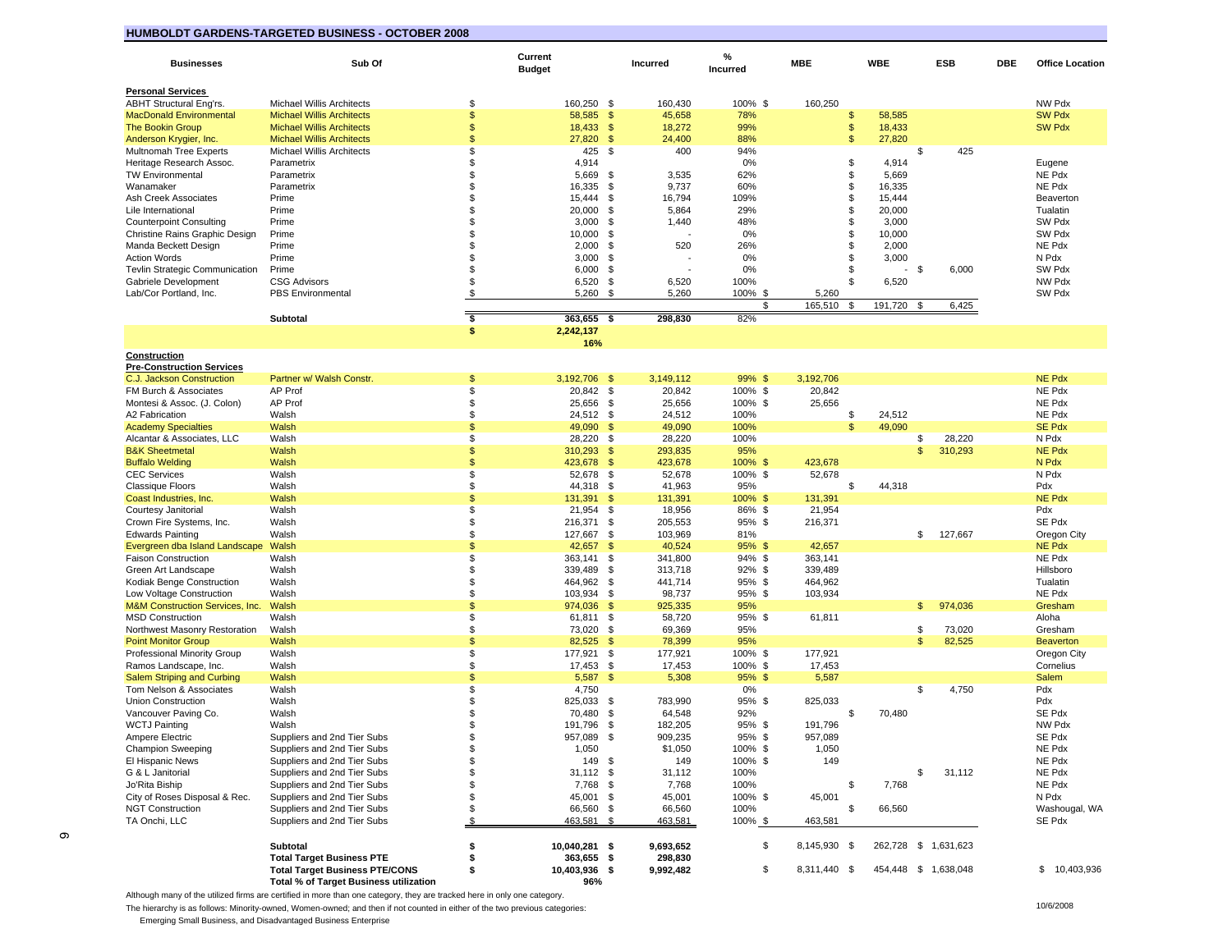## HUMBOLDT GARDENS-TARGETED BUSINESS - OCTOBER 2008

| Businesses | Sub Of | Current Budget | Incurred | % Incurred | MBE | WBE | ESB | DBE | Office Location |
|---|---|---|---|---|---|---|---|---|---|
| **Personal Services** | | | | | | | | | |
| ABHT Structural Eng'rs. | Michael Willis Architects | $ 160,250 | $ 160,430 | 100% | $ 160,250 | | | | NW Pdx |
| MacDonald Environmental | Michael Willis Architects | $ 58,585 | $ 45,658 | 78% | | $ 58,585 | | | SW Pdx |
| The Bookin Group | Michael Willis Architects | $ 18,433 | $ 18,272 | 99% | | $ 18,433 | | | SW Pdx |
| Anderson Krygier, Inc. | Michael Willis Architects | $ 27,820 | $ 24,400 | 88% | | $ 27,820 | | | |
| Multnomah Tree Experts | Michael Willis Architects | $ 425 | $ 400 | 94% | | | $ 425 | | |
| Heritage Research Assoc. | Parametrix | $ 4,914 | | 0% | | $ 4,914 | | | Eugene |
| TW Environmental | Parametrix | $ 5,669 | $ 3,535 | 62% | | $ 5,669 | | | NE Pdx |
| Wanamaker | Parametrix | $ 16,335 | $ 9,737 | 60% | | $ 16,335 | | | NE Pdx |
| Ash Creek Associates | Prime | $ 15,444 | $ 16,794 | 109% | | $ 15,444 | | | Beaverton |
| Lile International | Prime | $ 20,000 | $ 5,864 | 29% | | $ 20,000 | | | Tualatin |
| Counterpoint Consulting | Prime | $ 3,000 | $ 1,440 | 48% | | $ 3,000 | | | SW Pdx |
| Christine Rains Graphic Design | Prime | $ 10,000 | $ - | 0% | | $ 10,000 | | | SW Pdx |
| Manda Beckett Design | Prime | $ 2,000 | $ 520 | 26% | | $ 2,000 | | | NE Pdx |
| Action Words | Prime | $ 3,000 | $ - | 0% | | $ 3,000 | | | N Pdx |
| Tevlin Strategic Communication | Prime | $ 6,000 | $ - | 0% | | $ - | $ 6,000 | | SW Pdx |
| Gabriele Development | CSG Advisors | $ 6,520 | $ 6,520 | 100% | | $ 6,520 | | | NW Pdx |
| Lab/Cor Portland, Inc. | PBS Environmental | $ 5,260 | $ 5,260 | 100% | $ 5,260 | | | | SW Pdx |
| | | | | | $ 165,510 | $ 191,720 | $ 6,425 | | |
| | **Subtotal** | **$ 363,655** | **$ 298,830** | 82% | | | | | |
| | | **$ 2,242,137** | | | | | | | |
| | | **16%** | | | | | | | |
| **Construction** | | | | | | | | | |
| **Pre-Construction Services** | | | | | | | | | |
| C.J. Jackson Construction | Partner w/ Walsh Constr. | $ 3,192,706 | $ 3,149,112 | 99% | $ 3,192,706 | | | | NE Pdx |
| FM Burch & Associates | AP Prof | $ 20,842 | $ 20,842 | 100% | $ 20,842 | | | | NE Pdx |
| Montesi & Assoc. (J. Colon) | AP Prof | $ 25,656 | $ 25,656 | 100% | $ 25,656 | | | | NE Pdx |
| A2 Fabrication | Walsh | $ 24,512 | $ 24,512 | 100% | | $ 24,512 | | | NE Pdx |
| Academy Specialties | Walsh | $ 49,090 | $ 49,090 | 100% | | $ 49,090 | | | SE Pdx |
| Alcantar & Associates, LLC | Walsh | $ 28,220 | $ 28,220 | 100% | | | $ 28,220 | | N Pdx |
| B&K Sheetmetal | Walsh | $ 310,293 | $ 293,835 | 95% | | | $ 310,293 | | NE Pdx |
| Buffalo Welding | Walsh | $ 423,678 | $ 423,678 | 100% | $ 423,678 | | | | N Pdx |
| CEC Services | Walsh | $ 52,678 | $ 52,678 | 100% | $ 52,678 | | | | N Pdx |
| Classique Floors | Walsh | $ 44,318 | $ 41,963 | 95% | | $ 44,318 | | | Pdx |
| Coast Industries, Inc. | Walsh | $ 131,391 | $ 131,391 | 100% | $ 131,391 | | | | NE Pdx |
| Courtesy Janitorial | Walsh | $ 21,954 | $ 18,956 | 86% | $ 21,954 | | | | Pdx |
| Crown Fire Systems, Inc. | Walsh | $ 216,371 | $ 205,553 | 95% | $ 216,371 | | | | SE Pdx |
| Edwards Painting | Walsh | $ 127,667 | $ 103,969 | 81% | | | $ 127,667 | | Oregon City |
| Evergreen dba Island Landscape | Walsh | $ 42,657 | $ 40,524 | 95% | $ 42,657 | | | | NE Pdx |
| Faison Construction | Walsh | $ 363,141 | $ 341,800 | 94% | $ 363,141 | | | | NE Pdx |
| Green Art Landscape | Walsh | $ 339,489 | $ 313,718 | 92% | $ 339,489 | | | | Hillsboro |
| Kodiak Benge Construction | Walsh | $ 464,962 | $ 441,714 | 95% | $ 464,962 | | | | Tualatin |
| Low Voltage Construction | Walsh | $ 103,934 | $ 98,737 | 95% | $ 103,934 | | | | NE Pdx |
| M&M Construction Services, Inc. | Walsh | $ 974,036 | $ 925,335 | 95% | | | $ 974,036 | | Gresham |
| MSD Construction | Walsh | $ 61,811 | $ 58,720 | 95% | $ 61,811 | | | | Aloha |
| Northwest Masonry Restoration | Walsh | $ 73,020 | $ 69,369 | 95% | | | $ 73,020 | | Gresham |
| Point Monitor Group | Walsh | $ 82,525 | $ 78,399 | 95% | | | $ 82,525 | | Beaverton |
| Professional Minority Group | Walsh | $ 177,921 | $ 177,921 | 100% | $ 177,921 | | | | Oregon City |
| Ramos Landscape, Inc. | Walsh | $ 17,453 | $ 17,453 | 100% | $ 17,453 | | | | Cornelius |
| Salem Striping and Curbing | Walsh | $ 5,587 | $ 5,308 | 95% | $ 5,587 | | | | Salem |
| Tom Nelson & Associates | Walsh | $ 4,750 | | 0% | | | $ 4,750 | | Pdx |
| Union Construction | Walsh | $ 825,033 | $ 783,990 | 95% | $ 825,033 | | | | Pdx |
| Vancouver Paving Co. | Walsh | $ 70,480 | $ 64,548 | 92% | | $ 70,480 | | | SE Pdx |
| WCTJ Painting | Walsh | $ 191,796 | $ 182,205 | 95% | $ 191,796 | | | | NW Pdx |
| Ampere Electric | Suppliers and 2nd Tier Subs | $ 957,089 | $ 909,235 | 95% | $ 957,089 | | | | SE Pdx |
| Champion Sweeping | Suppliers and 2nd Tier Subs | $ 1,050 | $1,050 | 100% | $ 1,050 | | | | NE Pdx |
| El Hispanic News | Suppliers and 2nd Tier Subs | $ 149 | $ 149 | 100% | $ 149 | | | | NE Pdx |
| G & L Janitorial | Suppliers and 2nd Tier Subs | $ 31,112 | $ 31,112 | 100% | | | $ 31,112 | | NE Pdx |
| Jo'Rita Biship | Suppliers and 2nd Tier Subs | $ 7,768 | $ 7,768 | 100% | | $ 7,768 | | | NE Pdx |
| City of Roses Disposal & Rec. | Suppliers and 2nd Tier Subs | $ 45,001 | $ 45,001 | 100% | $ 45,001 | | | | N Pdx |
| NGT Construction | Suppliers and 2nd Tier Subs | $ 66,560 | $ 66,560 | 100% | | $ 66,560 | | | Washougal, WA |
| TA Onchi, LLC | Suppliers and 2nd Tier Subs | $ 463,581 | $ 463,581 | 100% | $ 463,581 | | | | SE Pdx |
| | **Subtotal** | **$ 10,040,281** | **$ 9,693,652** | | $ 8,145,930 | $ 262,728 | $ 1,631,623 | | |
| | **Total Target Business PTE** | **$ 363,655** | **$ 298,830** | | | | | | |
| | **Total Target Business PTE/CONS** | **$ 10,403,936** | **$ 9,992,482** | | $ 8,311,440 | $ 454,448 | $ 1,638,048 | | $ 10,403,936 |
| | **Total % of Target Business utilization** | **96%** | | | | | | | |

Although many of the utilized firms are certified in more than one category, they are tracked here in only one category.

The hierarchy is as follows: Minority-owned, Women-owned; and then if not counted in either of the two previous categories:

Emerging Small Business, and Disadvantaged Business Enterprise

10/6/2008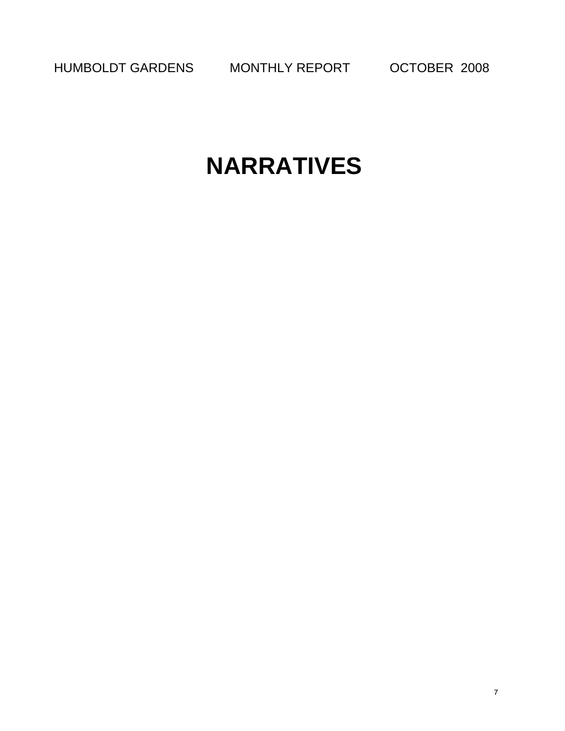# NARRATIVES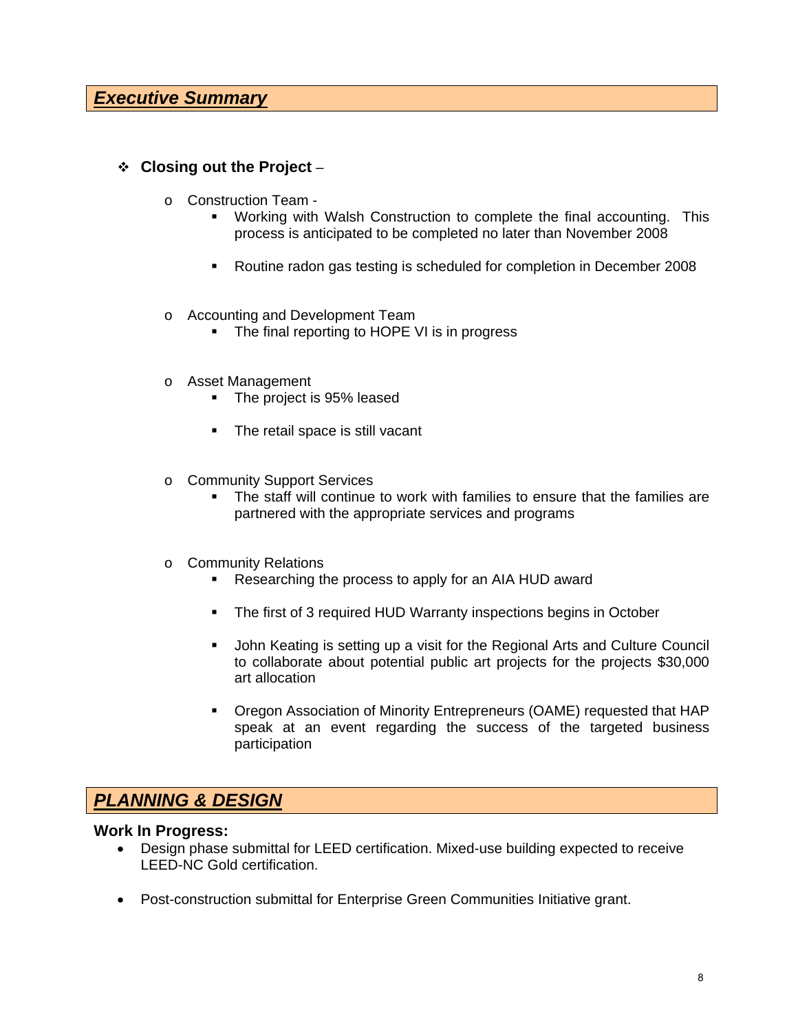## ***Executive Summary***

- **Closing out the Project** –
  - Construction Team -
    - Working with Walsh Construction to complete the final accounting. This process is anticipated to be completed no later than November 2008
    - Routine radon gas testing is scheduled for completion in December 2008
  - Accounting and Development Team
    - The final reporting to HOPE VI is in progress
  - Asset Management
    - The project is 95% leased
    - The retail space is still vacant
  - Community Support Services
    - The staff will continue to work with families to ensure that the families are partnered with the appropriate services and programs
  - Community Relations
    - Researching the process to apply for an AIA HUD award
    - The first of 3 required HUD Warranty inspections begins in October
    - John Keating is setting up a visit for the Regional Arts and Culture Council to collaborate about potential public art projects for the projects $30,000 art allocation
    - Oregon Association of Minority Entrepreneurs (OAME) requested that HAP speak at an event regarding the success of the targeted business participation

## ***PLANNING & DESIGN***

**Work In Progress:**

- Design phase submittal for LEED certification. Mixed-use building expected to receive LEED-NC Gold certification.
- Post-construction submittal for Enterprise Green Communities Initiative grant.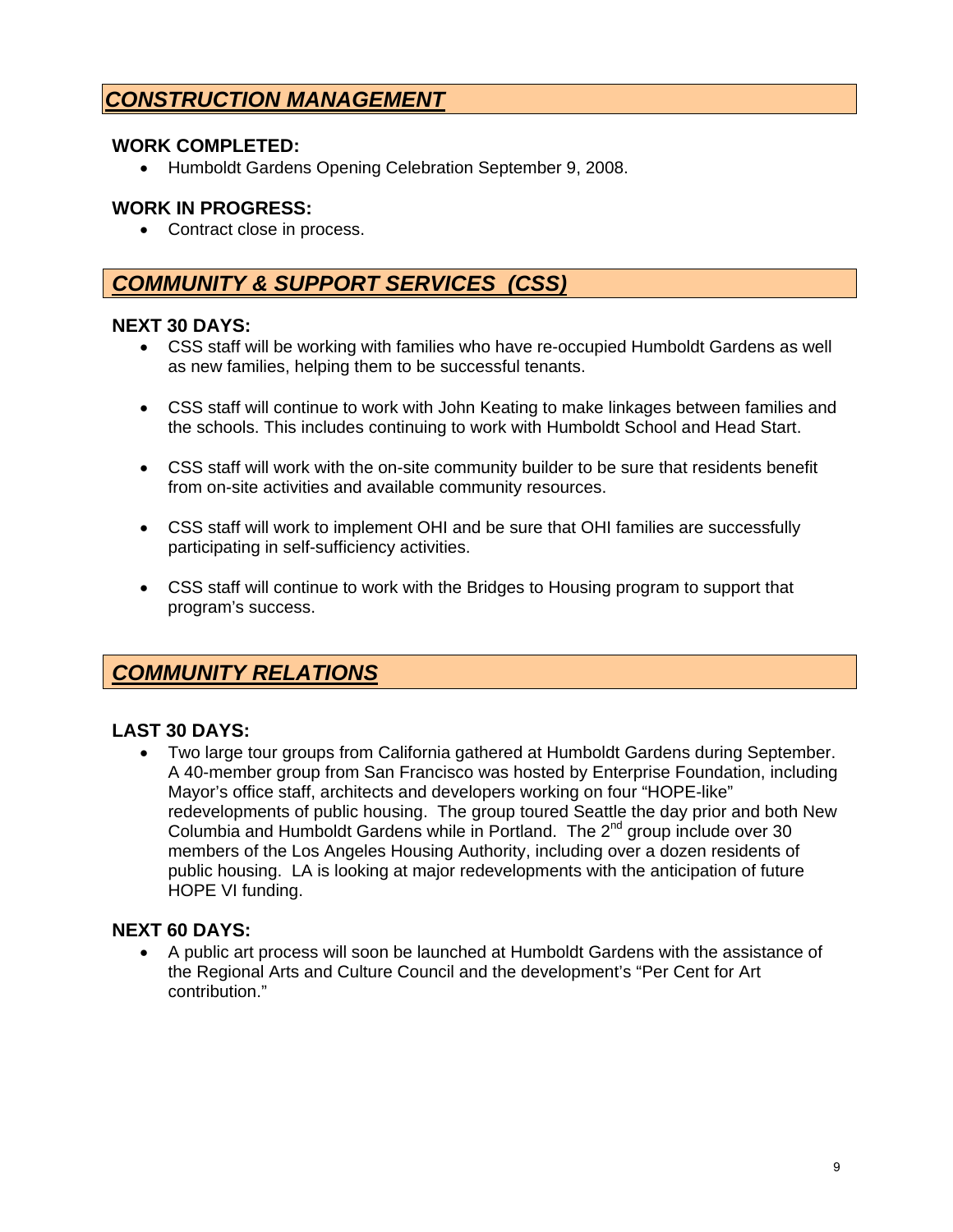## ***CONSTRUCTION MANAGEMENT***

### WORK COMPLETED:

- Humboldt Gardens Opening Celebration September 9, 2008.

### WORK IN PROGRESS:

- Contract close in process.

## ***COMMUNITY & SUPPORT SERVICES (CSS)***

### NEXT 30 DAYS:

- CSS staff will be working with families who have re-occupied Humboldt Gardens as well as new families, helping them to be successful tenants.
- CSS staff will continue to work with John Keating to make linkages between families and the schools. This includes continuing to work with Humboldt School and Head Start.
- CSS staff will work with the on-site community builder to be sure that residents benefit from on-site activities and available community resources.
- CSS staff will work to implement OHI and be sure that OHI families are successfully participating in self-sufficiency activities.
- CSS staff will continue to work with the Bridges to Housing program to support that program's success.

## ***COMMUNITY RELATIONS***

### LAST 30 DAYS:

- Two large tour groups from California gathered at Humboldt Gardens during September. A 40-member group from San Francisco was hosted by Enterprise Foundation, including Mayor's office staff, architects and developers working on four "HOPE-like" redevelopments of public housing. The group toured Seattle the day prior and both New Columbia and Humboldt Gardens while in Portland. The 2nd group include over 30 members of the Los Angeles Housing Authority, including over a dozen residents of public housing. LA is looking at major redevelopments with the anticipation of future HOPE VI funding.

### NEXT 60 DAYS:

- A public art process will soon be launched at Humboldt Gardens with the assistance of the Regional Arts and Culture Council and the development's "Per Cent for Art contribution."